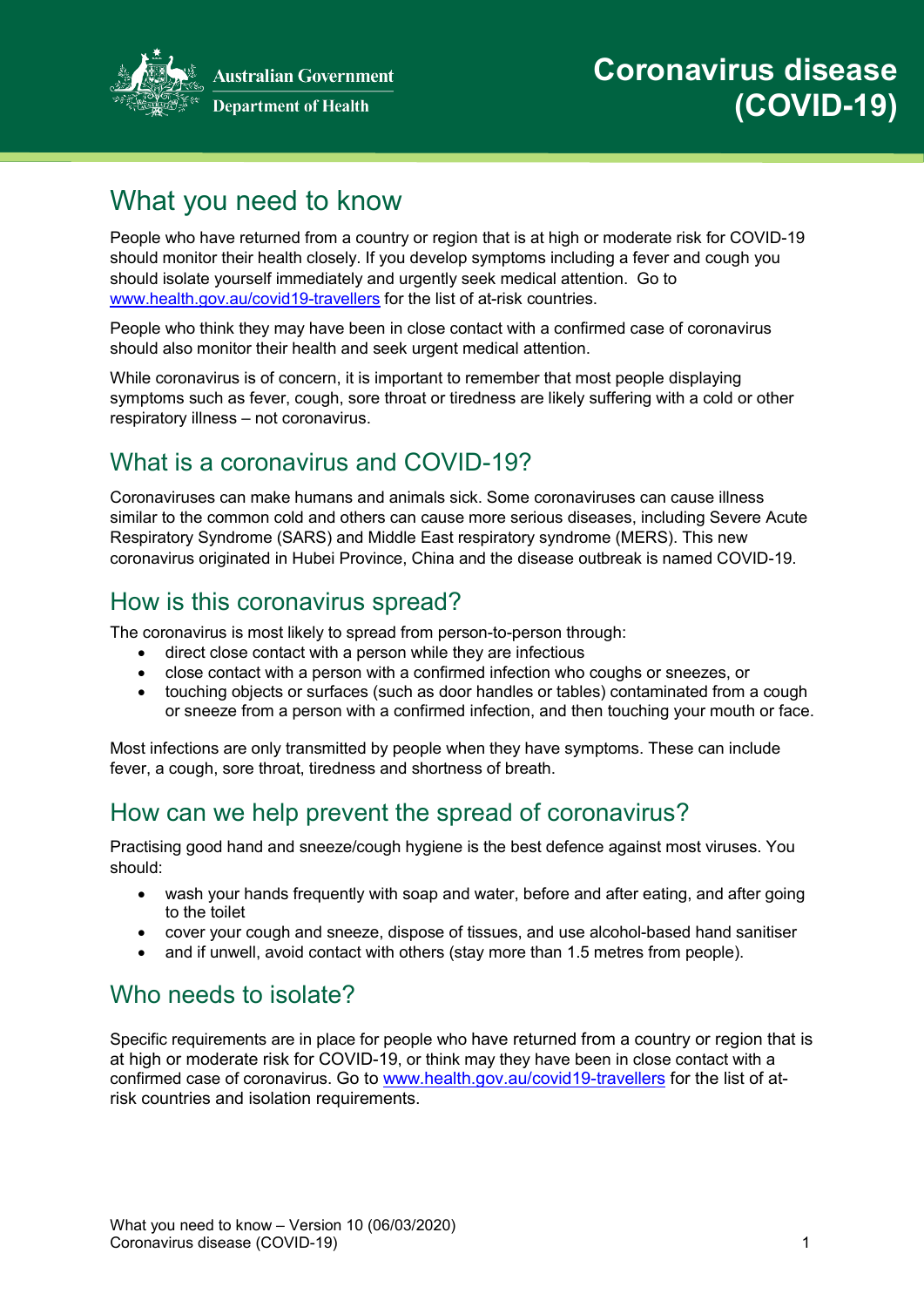Australian Government
Department of Health

# Coronavirus disease (COVID-19)

## What you need to know

People who have returned from a country or region that is at high or moderate risk for COVID-19 should monitor their health closely. If you develop symptoms including a fever and cough you should isolate yourself immediately and urgently seek medical attention. Go to www.health.gov.au/covid19-travellers for the list of at-risk countries.

People who think they may have been in close contact with a confirmed case of coronavirus should also monitor their health and seek urgent medical attention.

While coronavirus is of concern, it is important to remember that most people displaying symptoms such as fever, cough, sore throat or tiredness are likely suffering with a cold or other respiratory illness – not coronavirus.

## What is a coronavirus and COVID-19?

Coronaviruses can make humans and animals sick. Some coronaviruses can cause illness similar to the common cold and others can cause more serious diseases, including Severe Acute Respiratory Syndrome (SARS) and Middle East respiratory syndrome (MERS). This new coronavirus originated in Hubei Province, China and the disease outbreak is named COVID-19.

## How is this coronavirus spread?

The coronavirus is most likely to spread from person-to-person through:

- direct close contact with a person while they are infectious
- close contact with a person with a confirmed infection who coughs or sneezes, or
- touching objects or surfaces (such as door handles or tables) contaminated from a cough or sneeze from a person with a confirmed infection, and then touching your mouth or face.

Most infections are only transmitted by people when they have symptoms. These can include fever, a cough, sore throat, tiredness and shortness of breath.

## How can we help prevent the spread of coronavirus?

Practising good hand and sneeze/cough hygiene is the best defence against most viruses. You should:

- wash your hands frequently with soap and water, before and after eating, and after going to the toilet
- cover your cough and sneeze, dispose of tissues, and use alcohol-based hand sanitiser
- and if unwell, avoid contact with others (stay more than 1.5 metres from people).

## Who needs to isolate?

Specific requirements are in place for people who have returned from a country or region that is at high or moderate risk for COVID-19, or think may they have been in close contact with a confirmed case of coronavirus. Go to www.health.gov.au/covid19-travellers for the list of at-risk countries and isolation requirements.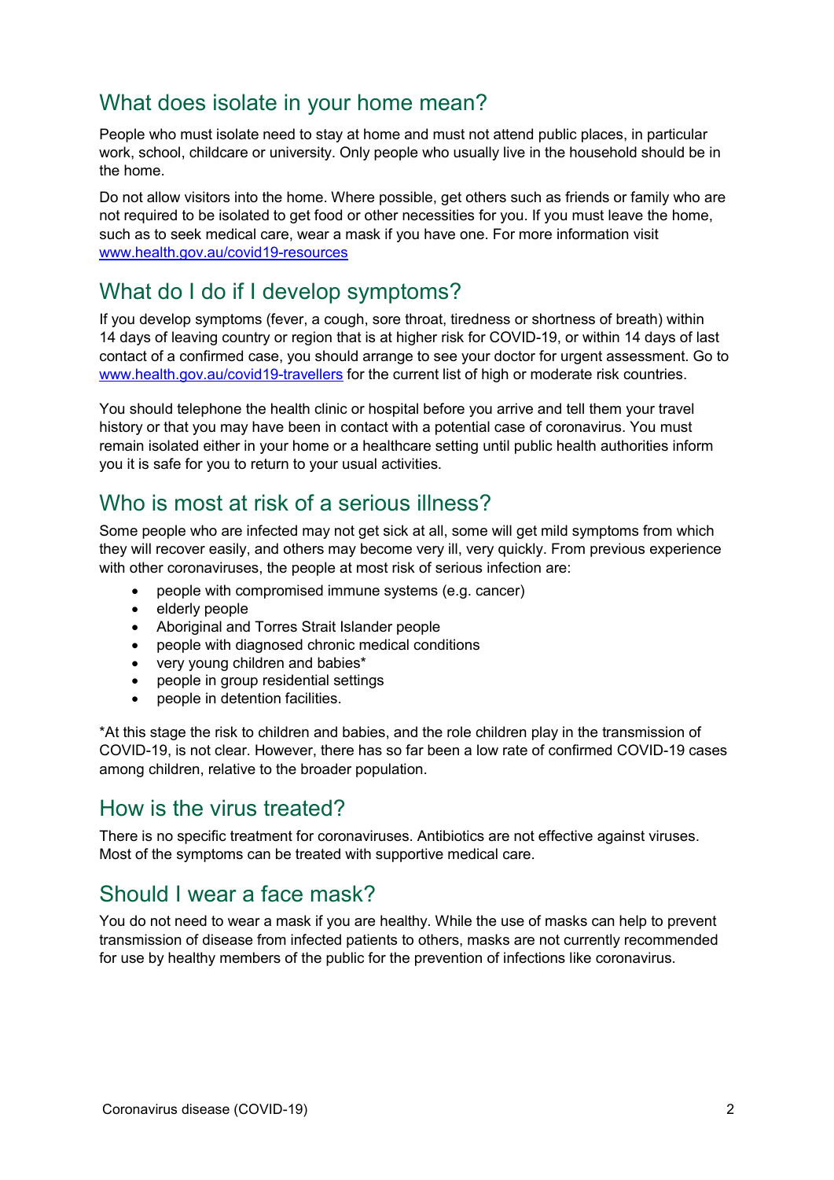## What does isolate in your home mean?

People who must isolate need to stay at home and must not attend public places, in particular work, school, childcare or university. Only people who usually live in the household should be in the home.

Do not allow visitors into the home. Where possible, get others such as friends or family who are not required to be isolated to get food or other necessities for you. If you must leave the home, such as to seek medical care, wear a mask if you have one. For more information visit [www.health.gov.au/covid19-resources](www.health.gov.au/covid19-resources)

## What do I do if I develop symptoms?

If you develop symptoms (fever, a cough, sore throat, tiredness or shortness of breath) within 14 days of leaving country or region that is at higher risk for COVID-19, or within 14 days of last contact of a confirmed case, you should arrange to see your doctor for urgent assessment. Go to [www.health.gov.au/covid19-travellers](www.health.gov.au/covid19-travellers) for the current list of high or moderate risk countries.

You should telephone the health clinic or hospital before you arrive and tell them your travel history or that you may have been in contact with a potential case of coronavirus. You must remain isolated either in your home or a healthcare setting until public health authorities inform you it is safe for you to return to your usual activities.

## Who is most at risk of a serious illness?

Some people who are infected may not get sick at all, some will get mild symptoms from which they will recover easily, and others may become very ill, very quickly. From previous experience with other coronaviruses, the people at most risk of serious infection are:

- people with compromised immune systems (e.g. cancer)
- elderly people
- Aboriginal and Torres Strait Islander people
- people with diagnosed chronic medical conditions
- very young children and babies*
- people in group residential settings
- people in detention facilities.

*At this stage the risk to children and babies, and the role children play in the transmission of COVID-19, is not clear. However, there has so far been a low rate of confirmed COVID-19 cases among children, relative to the broader population.

## How is the virus treated?

There is no specific treatment for coronaviruses. Antibiotics are not effective against viruses. Most of the symptoms can be treated with supportive medical care.

## Should I wear a face mask?

You do not need to wear a mask if you are healthy. While the use of masks can help to prevent transmission of disease from infected patients to others, masks are not currently recommended for use by healthy members of the public for the prevention of infections like coronavirus.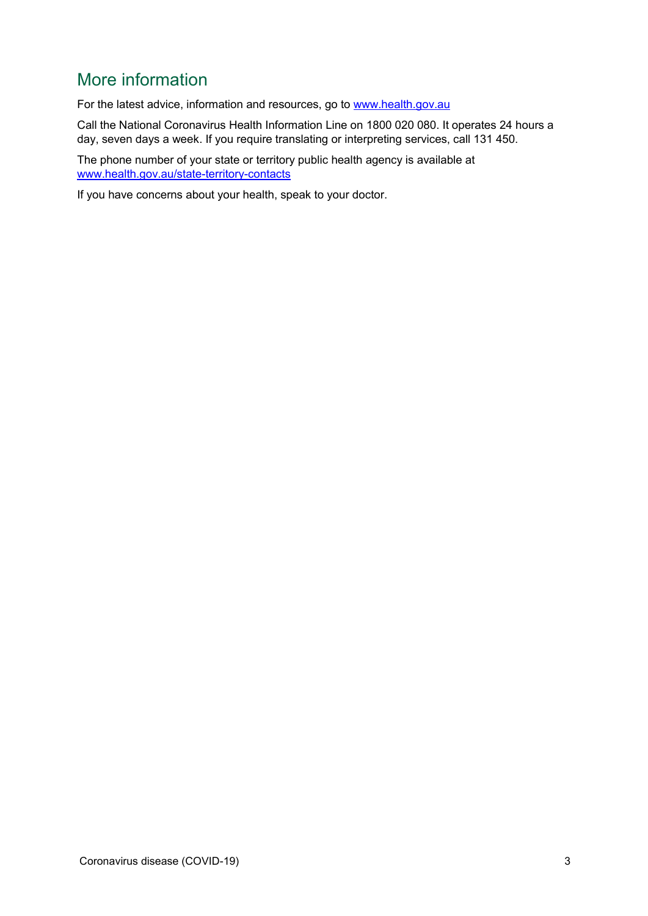## More information

For the latest advice, information and resources, go to [www.health.gov.au](http://www.health.gov.au)

Call the National Coronavirus Health Information Line on 1800 020 080. It operates 24 hours a day, seven days a week. If you require translating or interpreting services, call 131 450.

The phone number of your state or territory public health agency is available at [www.health.gov.au/state-territory-contacts](http://www.health.gov.au/state-territory-contacts)

If you have concerns about your health, speak to your doctor.